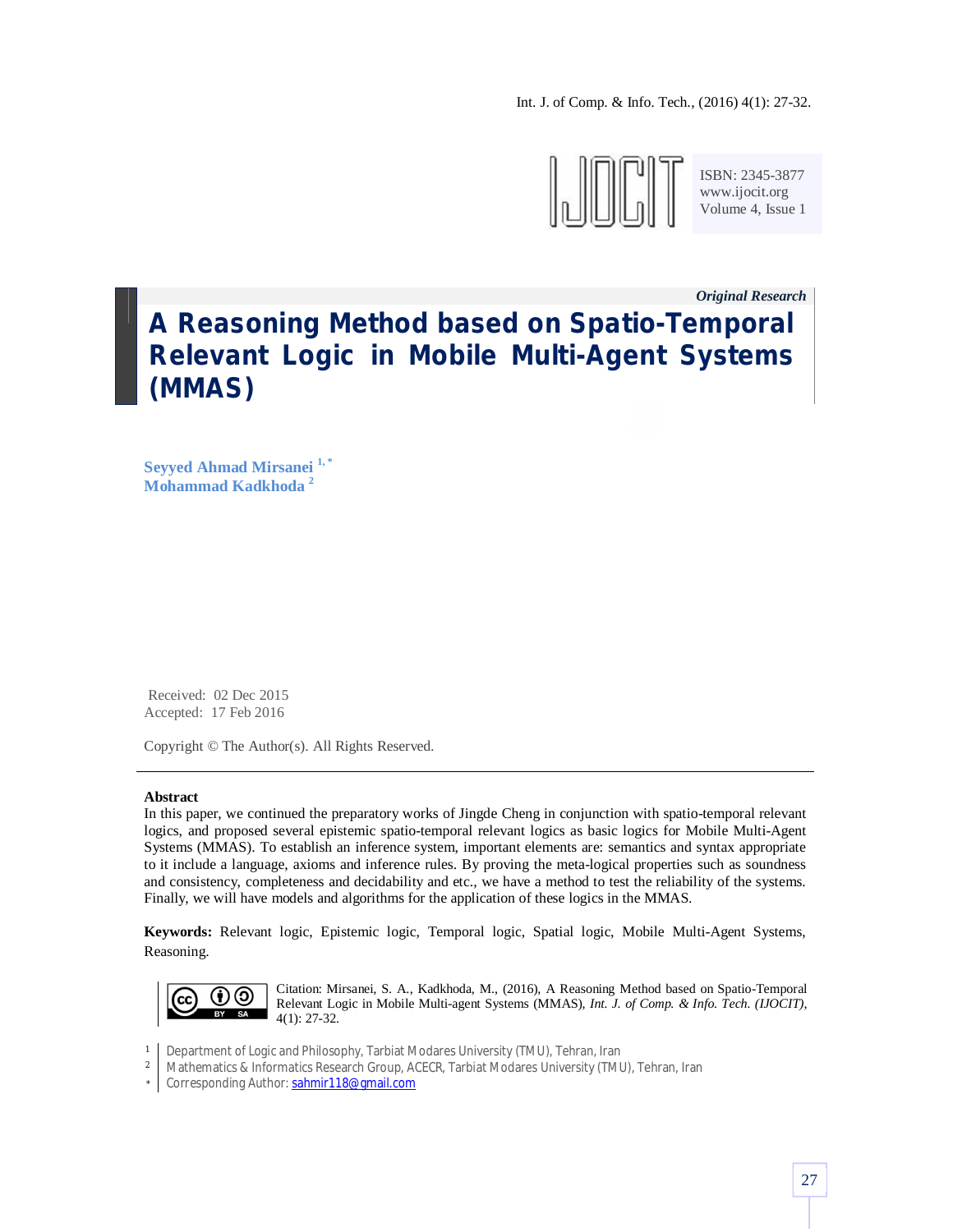Original Research

# A Reasoning Method based on Spatio-Temporal Relevant Logic in Mobile Multi-Agent Systems (MMAS)

**Seyyed Ahmad Mirsanei [1, *]**
**Mohammad Kadkhoda [2]**

Received: 02 Dec 2015
Accepted: 17 Feb 2016

Copyright © The Author(s). All Rights Reserved.

---

**Abstract**

In this paper, we continued the preparatory works of Jingde Cheng in conjunction with spatio-temporal relevant logics, and proposed several epistemic spatio-temporal relevant logics as basic logics for Mobile Multi-Agent Systems (MMAS). To establish an inference system, important elements are: semantics and syntax appropriate to it include a language, axioms and inference rules. By proving the meta-logical properties such as soundness and consistency, completeness and decidability and etc., we have a method to test the reliability of the systems. Finally, we will have models and algorithms for the application of these logics in the MMAS.

**Keywords:** Relevant logic, Epistemic logic, Temporal logic, Spatial logic, Mobile Multi-Agent Systems, Reasoning.

Citation: Mirsanei, S. A., Kadkhoda, M., (2016), A Reasoning Method based on Spatio-Temporal Relevant Logic in Mobile Multi-agent Systems (MMAS), *Int. J. of Comp. & Info. Tech. (IJOCIT)*, 4(1): 27-32.

[1] Department of Logic and Philosophy, Tarbiat Modares University (TMU), Tehran, Iran
[2] Mathematics & Informatics Research Group, ACECR, Tarbiat Modares University (TMU), Tehran, Iran
[*] Corresponding Author: sahmir118@gmail.com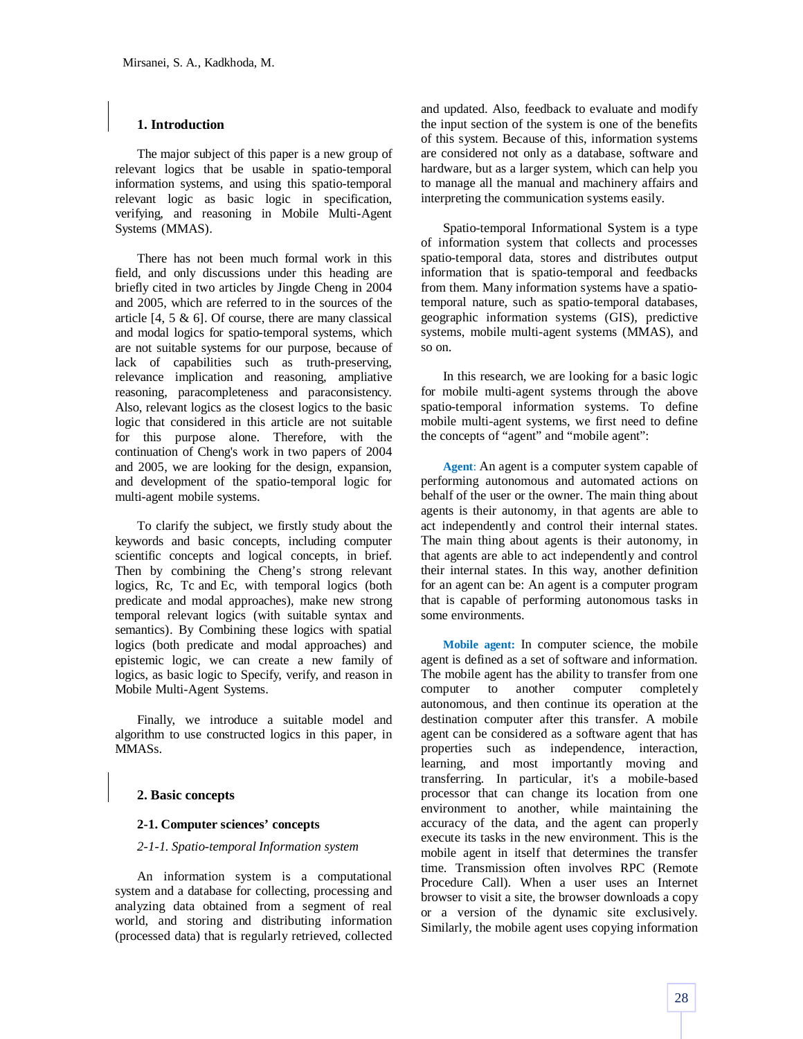## 1. Introduction

The major subject of this paper is a new group of relevant logics that be usable in spatio-temporal information systems, and using this spatio-temporal relevant logic as basic logic in specification, verifying, and reasoning in Mobile Multi-Agent Systems (MMAS).

There has not been much formal work in this field, and only discussions under this heading are briefly cited in two articles by Jingde Cheng in 2004 and 2005, which are referred to in the sources of the article [4, 5 & 6]. Of course, there are many classical and modal logics for spatio-temporal systems, which are not suitable systems for our purpose, because of lack of capabilities such as truth-preserving, relevance implication and reasoning, ampliative reasoning, paracompleteness and paraconsistency. Also, relevant logics as the closest logics to the basic logic that considered in this article are not suitable for this purpose alone. Therefore, with the continuation of Cheng's work in two papers of 2004 and 2005, we are looking for the design, expansion, and development of the spatio-temporal logic for multi-agent mobile systems.

To clarify the subject, we firstly study about the keywords and basic concepts, including computer scientific concepts and logical concepts, in brief. Then by combining the Cheng's strong relevant logics, Rc, Tc and Ec, with temporal logics (both predicate and modal approaches), make new strong temporal relevant logics (with suitable syntax and semantics). By Combining these logics with spatial logics (both predicate and modal approaches) and epistemic logic, we can create a new family of logics, as basic logic to Specify, verify, and reason in Mobile Multi-Agent Systems.

Finally, we introduce a suitable model and algorithm to use constructed logics in this paper, in MMASs.

## 2. Basic concepts

### 2-1. Computer sciences' concepts

*2-1-1. Spatio-temporal Information system*

An information system is a computational system and a database for collecting, processing and analyzing data obtained from a segment of real world, and storing and distributing information (processed data) that is regularly retrieved, collected and updated. Also, feedback to evaluate and modify the input section of the system is one of the benefits of this system. Because of this, information systems are considered not only as a database, software and hardware, but as a larger system, which can help you to manage all the manual and machinery affairs and interpreting the communication systems easily.

Spatio-temporal Informational System is a type of information system that collects and processes spatio-temporal data, stores and distributes output information that is spatio-temporal and feedbacks from them. Many information systems have a spatio-temporal nature, such as spatio-temporal databases, geographic information systems (GIS), predictive systems, mobile multi-agent systems (MMAS), and so on.

In this research, we are looking for a basic logic for mobile multi-agent systems through the above spatio-temporal information systems. To define mobile multi-agent systems, we first need to define the concepts of "agent" and "mobile agent":

**Agent**: An agent is a computer system capable of performing autonomous and automated actions on behalf of the user or the owner. The main thing about agents is their autonomy, in that agents are able to act independently and control their internal states. The main thing about agents is their autonomy, in that agents are able to act independently and control their internal states. In this way, another definition for an agent can be: An agent is a computer program that is capable of performing autonomous tasks in some environments.

**Mobile agent:** In computer science, the mobile agent is defined as a set of software and information. The mobile agent has the ability to transfer from one computer to another computer completely autonomous, and then continue its operation at the destination computer after this transfer. A mobile agent can be considered as a software agent that has properties such as independence, interaction, learning, and most importantly moving and transferring. In particular, it's a mobile-based processor that can change its location from one environment to another, while maintaining the accuracy of the data, and the agent can properly execute its tasks in the new environment. This is the mobile agent in itself that determines the transfer time. Transmission often involves RPC (Remote Procedure Call). When a user uses an Internet browser to visit a site, the browser downloads a copy or a version of the dynamic site exclusively. Similarly, the mobile agent uses copying information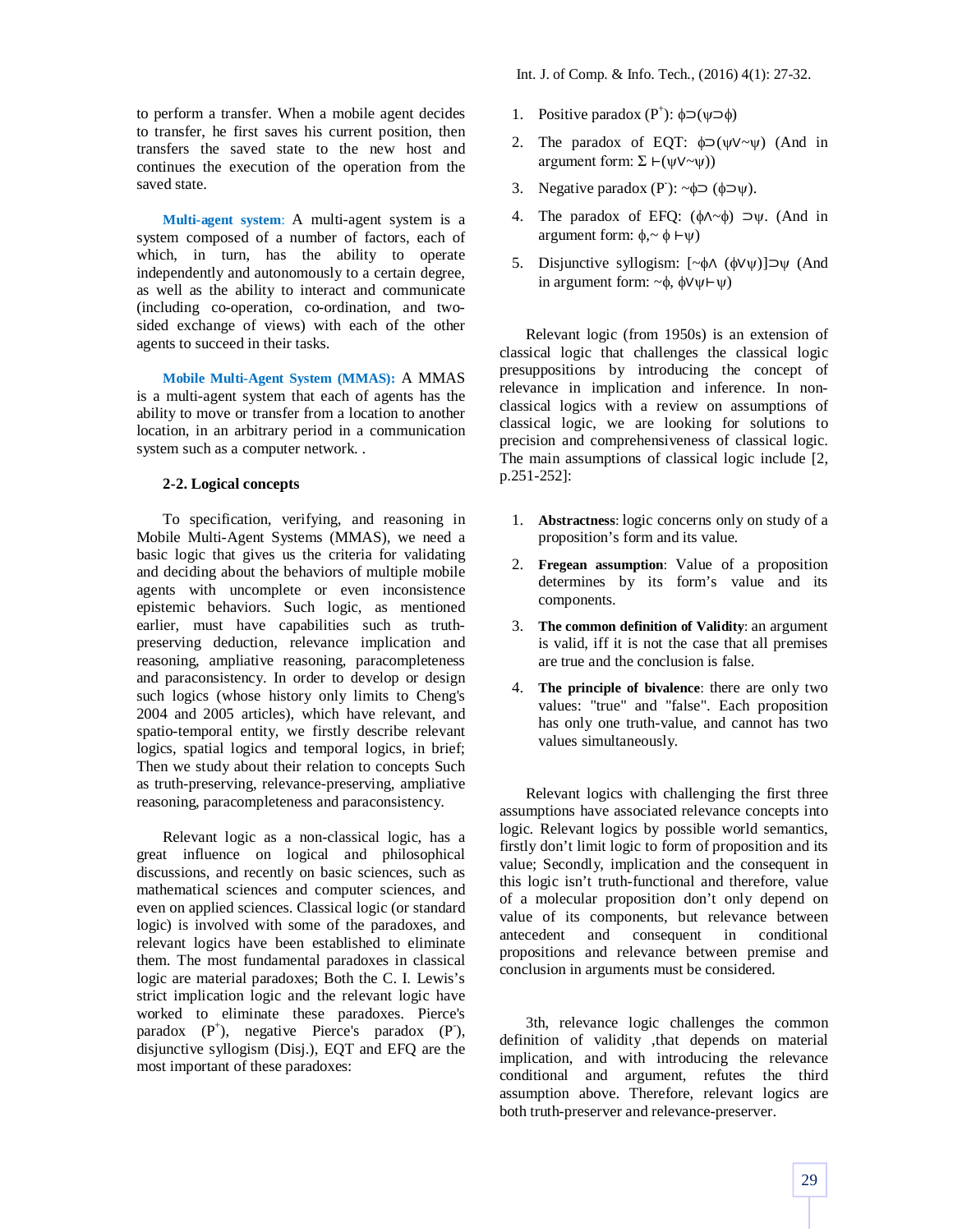to perform a transfer. When a mobile agent decides to transfer, he first saves his current position, then transfers the saved state to the new host and continues the execution of the operation from the saved state.

**Multi-agent system**: A multi-agent system is a system composed of a number of factors, each of which, in turn, has the ability to operate independently and autonomously to a certain degree, as well as the ability to interact and communicate (including co-operation, co-ordination, and two-sided exchange of views) with each of the other agents to succeed in their tasks.

**Mobile Multi-Agent System (MMAS):** A MMAS is a multi-agent system that each of agents has the ability to move or transfer from a location to another location, in an arbitrary period in a communication system such as a computer network. .

### 2-2. Logical concepts

To specification, verifying, and reasoning in Mobile Multi-Agent Systems (MMAS), we need a basic logic that gives us the criteria for validating and deciding about the behaviors of multiple mobile agents with uncomplete or even inconsistence epistemic behaviors. Such logic, as mentioned earlier, must have capabilities such as truth-preserving deduction, relevance implication and reasoning, ampliative reasoning, paracompleteness and paraconsistency. In order to develop or design such logics (whose history only limits to Cheng's 2004 and 2005 articles), which have relevant, and spatio-temporal entity, we firstly describe relevant logics, spatial logics and temporal logics, in brief; Then we study about their relation to concepts Such as truth-preserving, relevance-preserving, ampliative reasoning, paracompleteness and paraconsistency.

Relevant logic as a non-classical logic, has a great influence on logical and philosophical discussions, and recently on basic sciences, such as mathematical sciences and computer sciences, and even on applied sciences. Classical logic (or standard logic) is involved with some of the paradoxes, and relevant logics have been established to eliminate them. The most fundamental paradoxes in classical logic are material paradoxes; Both the C. I. Lewis's strict implication logic and the relevant logic have worked to eliminate these paradoxes. Pierce's paradox ($P^+$), negative Pierce's paradox ($P^-$), disjunctive syllogism (Disj.), EQT and EFQ are the most important of these paradoxes:

1. Positive paradox ($P^+$): $\phi\supset(\psi\supset\phi)$
2. The paradox of EQT: $\phi\supset(\psi\vee\sim\psi)$ (And in argument form: $\Sigma\vdash(\psi\vee\sim\psi)$)
3. Negative paradox ($P^-$): $\sim\phi\supset(\phi\supset\psi)$.
4. The paradox of EFQ: $(\phi\wedge\sim\phi)\supset\psi$. (And in argument form: $\phi,\sim\phi\vdash\psi$)
5. Disjunctive syllogism: $[\sim\phi\wedge(\phi\vee\psi)]\supset\psi$ (And in argument form: $\sim\phi,\ \phi\vee\psi\vdash\psi$)

Relevant logic (from 1950s) is an extension of classical logic that challenges the classical logic presuppositions by introducing the concept of relevance in implication and inference. In non-classical logics with a review on assumptions of classical logic, we are looking for solutions to precision and comprehensiveness of classical logic. The main assumptions of classical logic include [2, p.251-252]:

1. **Abstractness**: logic concerns only on study of a proposition's form and its value.
2. **Fregean assumption**: Value of a proposition determines by its form's value and its components.
3. **The common definition of Validity**: an argument is valid, iff it is not the case that all premises are true and the conclusion is false.
4. **The principle of bivalence**: there are only two values: "true" and "false". Each proposition has only one truth-value, and cannot has two values simultaneously.

Relevant logics with challenging the first three assumptions have associated relevance concepts into logic. Relevant logics by possible world semantics, firstly don't limit logic to form of proposition and its value; Secondly, implication and the consequent in this logic isn't truth-functional and therefore, value of a molecular proposition don't only depend on value of its components, but relevance between antecedent and consequent in conditional propositions and relevance between premise and conclusion in arguments must be considered.

3th, relevance logic challenges the common definition of validity ,that depends on material implication, and with introducing the relevance conditional and argument, refutes the third assumption above. Therefore, relevant logics are both truth-preserver and relevance-preserver.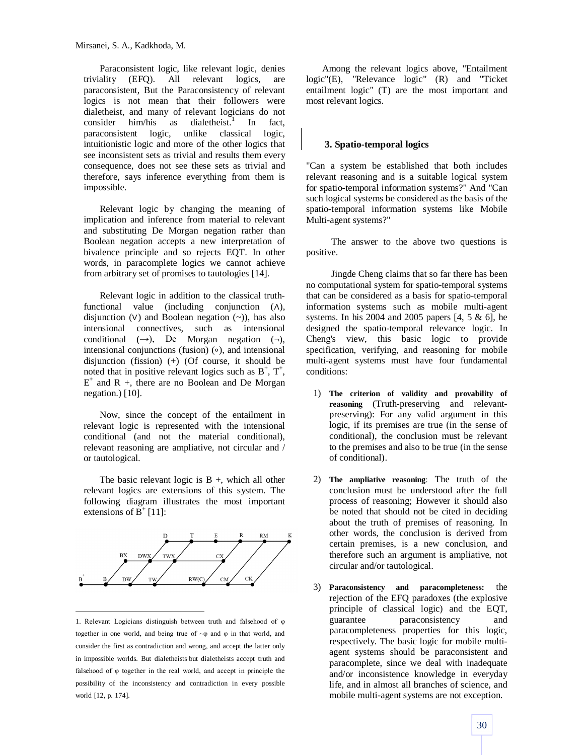Paraconsistent logic, like relevant logic, denies triviality (EFQ). All relevant logics, are paraconsistent, But the Paraconsistency of relevant logics is not mean that their followers were dialetheist, and many of relevant logicians do not consider him/his as dialetheist.[1] In fact, paraconsistent logic, unlike classical logic, intuitionistic logic and more of the other logics that see inconsistent sets as trivial and results them every consequence, does not see these sets as trivial and therefore, says inference everything from them is impossible.

Relevant logic by changing the meaning of implication and inference from material to relevant and substituting De Morgan negation rather than Boolean negation accepts a new interpretation of bivalence principle and so rejects EQT. In other words, in paracomplete logics we cannot achieve from arbitrary set of promises to tautologies [14].

Relevant logic in addition to the classical truth-functional value (including conjunction (∧), disjunction (∨) and Boolean negation (~)), has also intensional connectives, such as intensional conditional (→), De Morgan negation (¬), intensional conjunctions (fusion) (∘), and intensional disjunction (fission) (+) (Of course, it should be noted that in positive relevant logics such as $B^+$, $T^+$, $E^+$ and R +, there are no Boolean and De Morgan negation.) [10].

Now, since the concept of the entailment in relevant logic is represented with the intensional conditional (and not the material conditional), relevant reasoning are ampliative, not circular and / or tautological.

The basic relevant logic is B +, which all other relevant logics are extensions of this system. The following diagram illustrates the most important extensions of $B^+$ [11]:

Among the relevant logics above, "Entailment logic"(E), "Relevance logic" (R) and "Ticket entailment logic" (T) are the most important and most relevant logics.

## 3. Spatio-temporal logics

"Can a system be established that both includes relevant reasoning and is a suitable logical system for spatio-temporal information systems?" And "Can such logical systems be considered as the basis of the spatio-temporal information systems like Mobile Multi-agent systems?"

The answer to the above two questions is positive.

Jingde Cheng claims that so far there has been no computational system for spatio-temporal systems that can be considered as a basis for spatio-temporal information systems such as mobile multi-agent systems. In his 2004 and 2005 papers [4, 5 & 6], he designed the spatio-temporal relevance logic. In Cheng's view, this basic logic to provide specification, verifying, and reasoning for mobile multi-agent systems must have four fundamental conditions:

1) **The criterion of validity and provability of reasoning** (Truth-preserving and relevant-preserving): For any valid argument in this logic, if its premises are true (in the sense of conditional), the conclusion must be relevant to the premises and also to be true (in the sense of conditional).

2) **The ampliative reasoning**: The truth of the conclusion must be understood after the full process of reasoning; However it should also be noted that should not be cited in deciding about the truth of premises of reasoning. In other words, the conclusion is derived from certain premises, is a new conclusion, and therefore such an argument is ampliative, not circular and/or tautological.

3) **Paraconsistency and paracompleteness:** the rejection of the EFQ paradoxes (the explosive principle of classical logic) and the EQT, guarantee paraconsistency and paracompleteness properties for this logic, respectively. The basic logic for mobile multi-agent systems should be paraconsistent and paracomplete, since we deal with inadequate and/or inconsistence knowledge in everyday life, and in almost all branches of science, and mobile multi-agent systems are not exception.

---

1. Relevant Logicians distinguish between truth and falsehood of φ together in one world, and being true of ~φ and φ in that world, and consider the first as contradiction and wrong, and accept the latter only in impossible worlds. But dialetheists but dialetheists accept truth and falsehood of φ together in the real world, and accept in principle the possibility of the inconsistency and contradiction in every possible world [12, p. 174].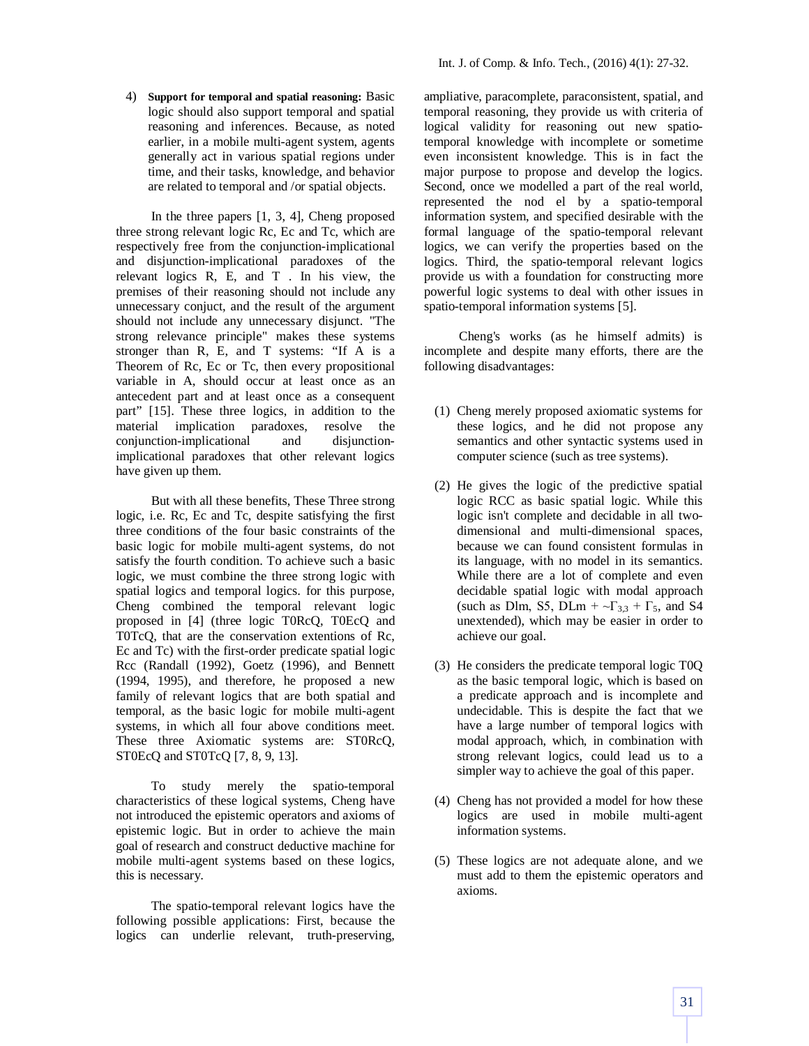4) **Support for temporal and spatial reasoning:** Basic logic should also support temporal and spatial reasoning and inferences. Because, as noted earlier, in a mobile multi-agent system, agents generally act in various spatial regions under time, and their tasks, knowledge, and behavior are related to temporal and /or spatial objects.

In the three papers [1, 3, 4], Cheng proposed three strong relevant logic Rc, Ec and Tc, which are respectively free from the conjunction-implicational and disjunction-implicational paradoxes of the relevant logics R, E, and T . In his view, the premises of their reasoning should not include any unnecessary conjuct, and the result of the argument should not include any unnecessary disjunct. "The strong relevance principle" makes these systems stronger than R, E, and T systems: "If A is a Theorem of Rc, Ec or Tc, then every propositional variable in A, should occur at least once as an antecedent part and at least once as a consequent part" [15]. These three logics, in addition to the material implication paradoxes, resolve the conjunction-implicational and disjunction-implicational paradoxes that other relevant logics have given up them.

But with all these benefits, These Three strong logic, i.e. Rc, Ec and Tc, despite satisfying the first three conditions of the four basic constraints of the basic logic for mobile multi-agent systems, do not satisfy the fourth condition. To achieve such a basic logic, we must combine the three strong logic with spatial logics and temporal logics. for this purpose, Cheng combined the temporal relevant logic proposed in [4] (three logic T0RcQ, T0EcQ and T0TcQ, that are the conservation extentions of Rc, Ec and Tc) with the first-order predicate spatial logic Rcc (Randall (1992), Goetz (1996), and Bennett (1994, 1995), and therefore, he proposed a new family of relevant logics that are both spatial and temporal, as the basic logic for mobile multi-agent systems, in which all four above conditions meet. These three Axiomatic systems are: ST0RcQ, ST0EcQ and ST0TcQ [7, 8, 9, 13].

To study merely the spatio-temporal characteristics of these logical systems, Cheng have not introduced the epistemic operators and axioms of epistemic logic. But in order to achieve the main goal of research and construct deductive machine for mobile multi-agent systems based on these logics, this is necessary.

The spatio-temporal relevant logics have the following possible applications: First, because the logics can underlie relevant, truth-preserving, ampliative, paracomplete, paraconsistent, spatial, and temporal reasoning, they provide us with criteria of logical validity for reasoning out new spatio-temporal knowledge with incomplete or sometime even inconsistent knowledge. This is in fact the major purpose to propose and develop the logics. Second, once we modelled a part of the real world, represented the nod el by a spatio-temporal information system, and specified desirable with the formal language of the spatio-temporal relevant logics, we can verify the properties based on the logics. Third, the spatio-temporal relevant logics provide us with a foundation for constructing more powerful logic systems to deal with other issues in spatio-temporal information systems [5].

Cheng's works (as he himself admits) is incomplete and despite many efforts, there are the following disadvantages:

(1) Cheng merely proposed axiomatic systems for these logics, and he did not propose any semantics and other syntactic systems used in computer science (such as tree systems).

(2) He gives the logic of the predictive spatial logic RCC as basic spatial logic. While this logic isn't complete and decidable in all two-dimensional and multi-dimensional spaces, because we can found consistent formulas in its language, with no model in its semantics. While there are a lot of complete and even decidable spatial logic with modal approach (such as Dlm, S5, DLm + $\sim\Gamma_{3,3}$ + $\Gamma_5$, and S4 unextended), which may be easier in order to achieve our goal.

(3) He considers the predicate temporal logic T0Q as the basic temporal logic, which is based on a predicate approach and is incomplete and undecidable. This is despite the fact that we have a large number of temporal logics with modal approach, which, in combination with strong relevant logics, could lead us to a simpler way to achieve the goal of this paper.

(4) Cheng has not provided a model for how these logics are used in mobile multi-agent information systems.

(5) These logics are not adequate alone, and we must add to them the epistemic operators and axioms.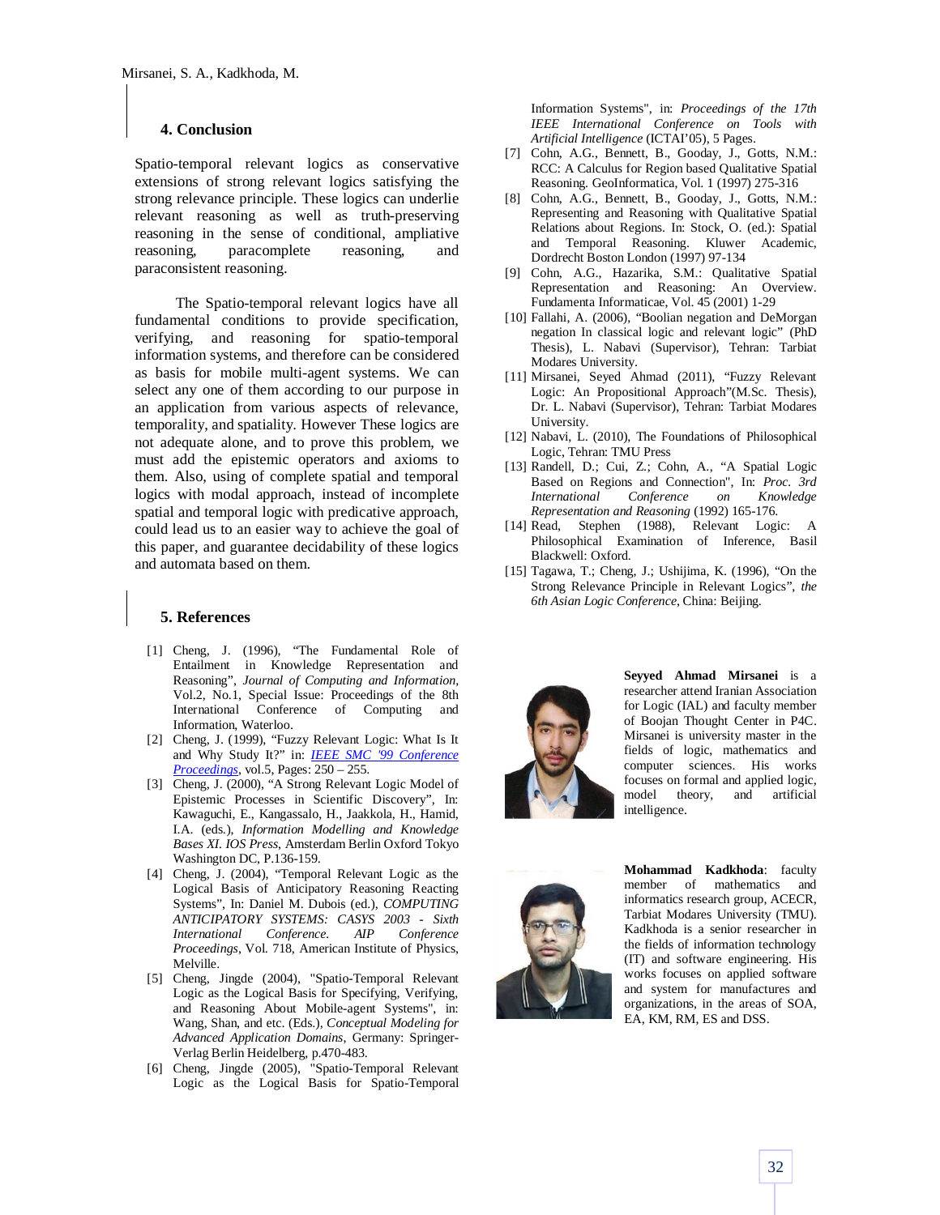## 4. Conclusion

Spatio-temporal relevant logics as conservative extensions of strong relevant logics satisfying the strong relevance principle. These logics can underlie relevant reasoning as well as truth-preserving reasoning in the sense of conditional, ampliative reasoning, paracomplete reasoning, and paraconsistent reasoning.

The Spatio-temporal relevant logics have all fundamental conditions to provide specification, verifying, and reasoning for spatio-temporal information systems, and therefore can be considered as basis for mobile multi-agent systems. We can select any one of them according to our purpose in an application from various aspects of relevance, temporality, and spatiality. However These logics are not adequate alone, and to prove this problem, we must add the epistemic operators and axioms to them. Also, using of complete spatial and temporal logics with modal approach, instead of incomplete spatial and temporal logic with predicative approach, could lead us to an easier way to achieve the goal of this paper, and guarantee decidability of these logics and automata based on them.

## 5. References

[1] Cheng, J. (1996), "The Fundamental Role of Entailment in Knowledge Representation and Reasoning", *Journal of Computing and Information*, Vol.2, No.1, Special Issue: Proceedings of the 8th International Conference of Computing and Information, Waterloo.

[2] Cheng, J. (1999), "Fuzzy Relevant Logic: What Is It and Why Study It?" in: *IEEE SMC '99 Conference Proceedings*, vol.5, Pages: 250 – 255.

[3] Cheng, J. (2000), "A Strong Relevant Logic Model of Epistemic Processes in Scientific Discovery", In: Kawaguchi, E., Kangassalo, H., Jaakkola, H., Hamid, I.A. (eds.), *Information Modelling and Knowledge Bases XI. IOS Press*, Amsterdam Berlin Oxford Tokyo Washington DC, P.136-159.

[4] Cheng, J. (2004), "Temporal Relevant Logic as the Logical Basis of Anticipatory Reasoning Reacting Systems", In: Daniel M. Dubois (ed.), *COMPUTING ANTICIPATORY SYSTEMS: CASYS 2003 - Sixth International Conference. AIP Conference Proceedings*, Vol. 718, American Institute of Physics, Melville.

[5] Cheng, Jingde (2004), "Spatio-Temporal Relevant Logic as the Logical Basis for Specifying, Verifying, and Reasoning About Mobile-agent Systems", in: Wang, Shan, and etc. (Eds.), *Conceptual Modeling for Advanced Application Domains*, Germany: Springer-Verlag Berlin Heidelberg, p.470-483.

[6] Cheng, Jingde (2005), "Spatio-Temporal Relevant Logic as the Logical Basis for Spatio-Temporal Information Systems", in: *Proceedings of the 17th IEEE International Conference on Tools with Artificial Intelligence* (ICTAI'05), 5 Pages.

[7] Cohn, A.G., Bennett, B., Gooday, J., Gotts, N.M.: RCC: A Calculus for Region based Qualitative Spatial Reasoning. GeoInformatica, Vol. 1 (1997) 275-316

[8] Cohn, A.G., Bennett, B., Gooday, J., Gotts, N.M.: Representing and Reasoning with Qualitative Spatial Relations about Regions. In: Stock, O. (ed.): Spatial and Temporal Reasoning. Kluwer Academic, Dordrecht Boston London (1997) 97-134

[9] Cohn, A.G., Hazarika, S.M.: Qualitative Spatial Representation and Reasoning: An Overview. Fundamenta Informaticae, Vol. 45 (2001) 1-29

[10] Fallahi, A. (2006), "Boolian negation and DeMorgan negation In classical logic and relevant logic" (PhD Thesis), L. Nabavi (Supervisor), Tehran: Tarbiat Modares University.

[11] Mirsanei, Seyed Ahmad (2011), "Fuzzy Relevant Logic: An Propositional Approach"(M.Sc. Thesis), Dr. L. Nabavi (Supervisor), Tehran: Tarbiat Modares University.

[12] Nabavi, L. (2010), The Foundations of Philosophical Logic, Tehran: TMU Press

[13] Randell, D.; Cui, Z.; Cohn, A., "A Spatial Logic Based on Regions and Connection", In: *Proc. 3rd International Conference on Knowledge Representation and Reasoning* (1992) 165-176.

[14] Read, Stephen (1988), Relevant Logic: A Philosophical Examination of Inference, Basil Blackwell: Oxford.

[15] Tagawa, T.; Cheng, J.; Ushijima, K. (1996), "On the Strong Relevance Principle in Relevant Logics", *the 6th Asian Logic Conference*, China: Beijing.

**Seyyed Ahmad Mirsanei** is a researcher attend Iranian Association for Logic (IAL) and faculty member of Boojan Thought Center in P4C. Mirsanei is university master in the fields of logic, mathematics and computer sciences. His works focuses on formal and applied logic, model theory, and artificial intelligence.

**Mohammad Kadkhoda**: faculty member of mathematics and informatics research group, ACECR, Tarbiat Modares University (TMU). Kadkhoda is a senior researcher in the fields of information technology (IT) and software engineering. His works focuses on applied software and system for manufactures and organizations, in the areas of SOA, EA, KM, RM, ES and DSS.